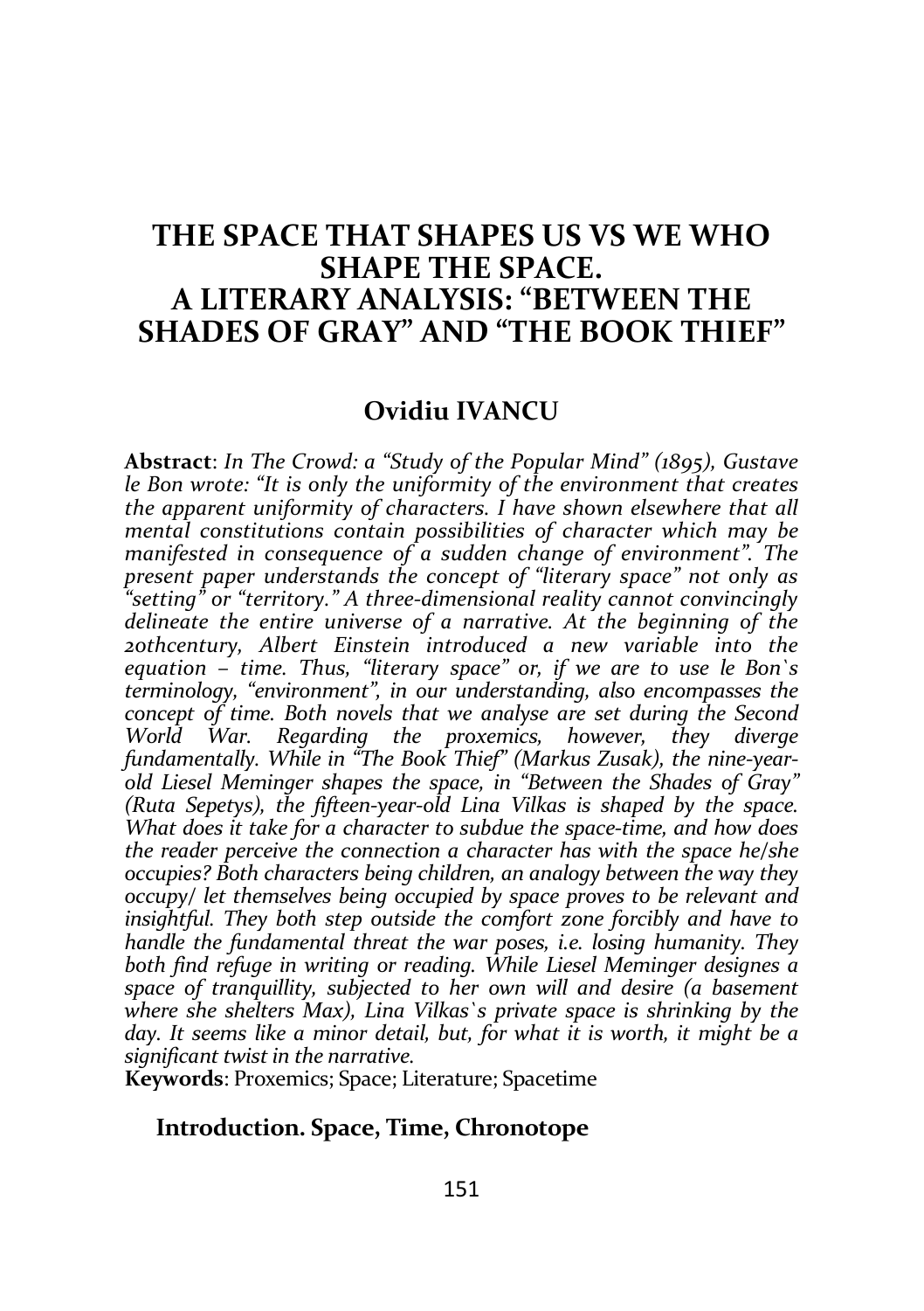# THE SPACE THAT SHAPES US VS WE WHO SHAPE THE SPACE. A LITERARY ANALYSIS: "BETWEEN THE SHADES OF GRAY" AND "THE BOOK THIEF"

**Ovidiu IVANCU**

**Abstract**: *In The Crowd: a "Study of the Popular Mind" (1895), Gustave le Bon wrote: "It is only the uniformity of the environment that creates the apparent uniformity of characters. I have shown elsewhere that all mental constitutions contain possibilities of character which may be manifested in consequence of a sudden change of environment". The present paper understands the concept of "literary space" not only as "setting" or "territory." A three-dimensional reality cannot convincingly delineate the entire universe of a narrative. At the beginning of the 20thcentury, Albert Einstein introduced a new variable into the equation – time. Thus, "literary space" or, if we are to use le Bon`s terminology, "environment", in our understanding, also encompasses the concept of time. Both novels that we analyse are set during the Second World War. Regarding the proxemics, however, they diverge fundamentally. While in "The Book Thief" (Markus Zusak), the nine-year-old Liesel Meminger shapes the space, in "Between the Shades of Gray" (Ruta Sepetys), the fifteen-year-old Lina Vilkas is shaped by the space. What does it take for a character to subdue the space-time, and how does the reader perceive the connection a character has with the space he/she occupies? Both characters being children, an analogy between the way they occupy/ let themselves being occupied by space proves to be relevant and insightful. They both step outside the comfort zone forcibly and have to handle the fundamental threat the war poses, i.e. losing humanity. They both find refuge in writing or reading. While Liesel Meminger designes a space of tranquillity, subjected to her own will and desire (a basement where she shelters Max), Lina Vilkas`s private space is shrinking by the day. It seems like a minor detail, but, for what it is worth, it might be a significant twist in the narrative.*

**Keywords**: Proxemics; Space; Literature; Spacetime

## Introduction. Space, Time, Chronotope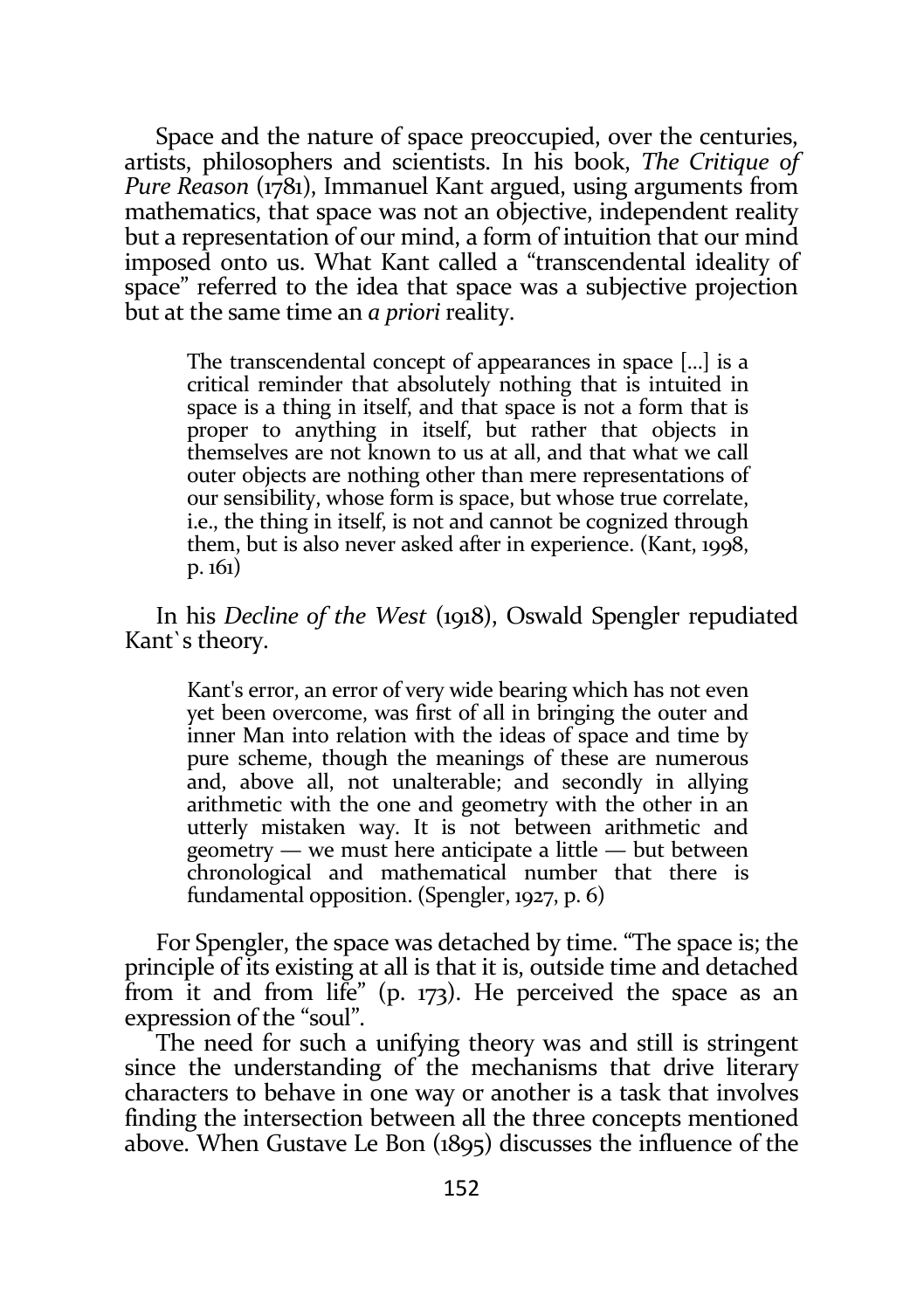Space and the nature of space preoccupied, over the centuries, artists, philosophers and scientists. In his book, *The Critique of Pure Reason* (1781), Immanuel Kant argued, using arguments from mathematics, that space was not an objective, independent reality but a representation of our mind, a form of intuition that our mind imposed onto us. What Kant called a "transcendental ideality of space" referred to the idea that space was a subjective projection but at the same time an *a priori* reality.

> The transcendental concept of appearances in space [...] is a critical reminder that absolutely nothing that is intuited in space is a thing in itself, and that space is not a form that is proper to anything in itself, but rather that objects in themselves are not known to us at all, and that what we call outer objects are nothing other than mere representations of our sensibility, whose form is space, but whose true correlate, i.e., the thing in itself, is not and cannot be cognized through them, but is also never asked after in experience. (Kant, 1998, p. 161)

In his *Decline of the West* (1918), Oswald Spengler repudiated Kant`s theory.

> Kant's error, an error of very wide bearing which has not even yet been overcome, was first of all in bringing the outer and inner Man into relation with the ideas of space and time by pure scheme, though the meanings of these are numerous and, above all, not unalterable; and secondly in allying arithmetic with the one and geometry with the other in an utterly mistaken way. It is not between arithmetic and geometry — we must here anticipate a little — but between chronological and mathematical number that there is fundamental opposition. (Spengler, 1927, p. 6)

For Spengler, the space was detached by time. "The space is; the principle of its existing at all is that it is, outside time and detached from it and from life" (p. 173). He perceived the space as an expression of the "soul".

The need for such a unifying theory was and still is stringent since the understanding of the mechanisms that drive literary characters to behave in one way or another is a task that involves finding the intersection between all the three concepts mentioned above. When Gustave Le Bon (1895) discusses the influence of the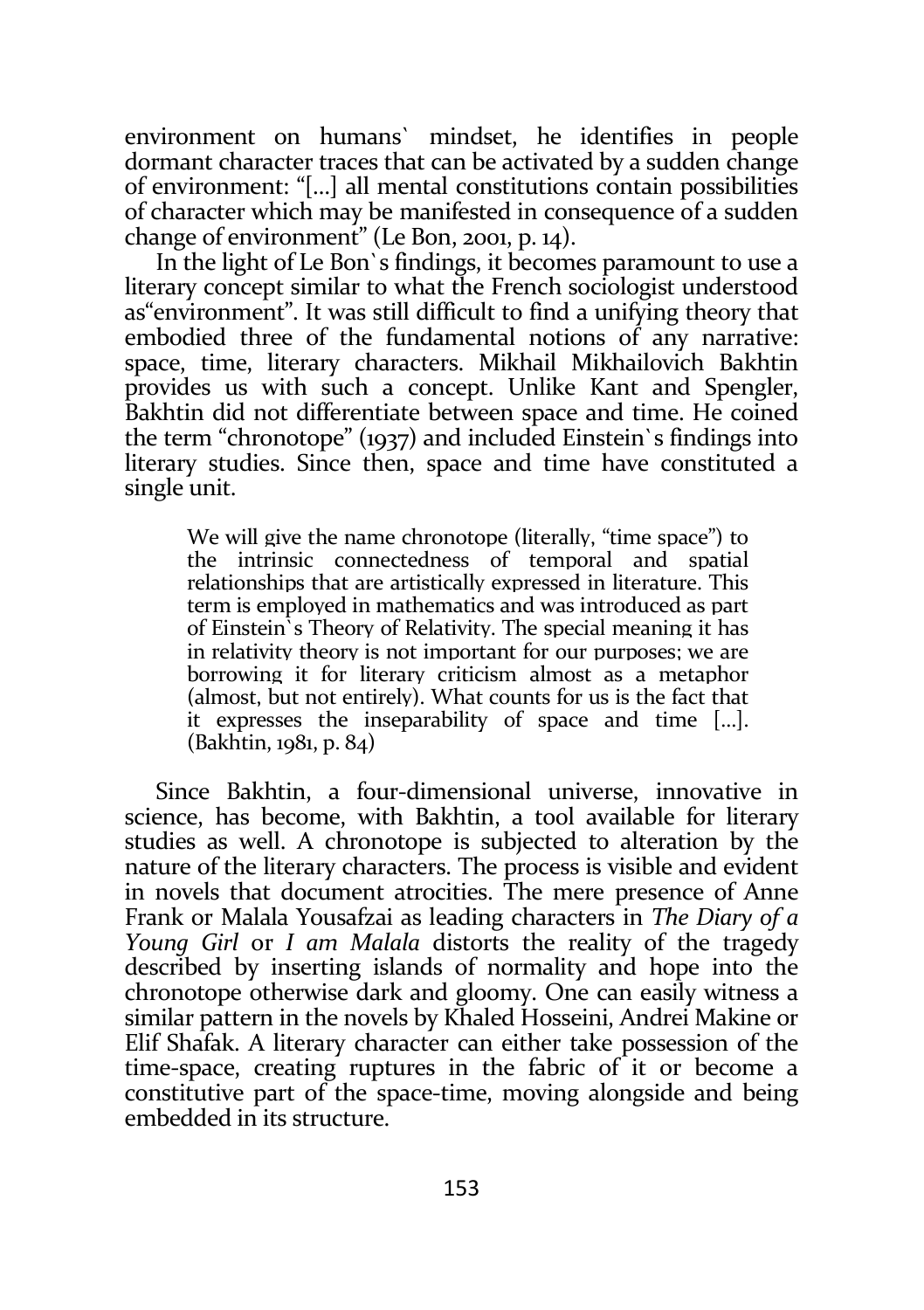environment on humans` mindset, he identifies in people dormant character traces that can be activated by a sudden change of environment: "[...] all mental constitutions contain possibilities of character which may be manifested in consequence of a sudden change of environment" (Le Bon, 2001, p. 14).

In the light of Le Bon`s findings, it becomes paramount to use a literary concept similar to what the French sociologist understood as"environment". It was still difficult to find a unifying theory that embodied three of the fundamental notions of any narrative: space, time, literary characters. Mikhail Mikhailovich Bakhtin provides us with such a concept. Unlike Kant and Spengler, Bakhtin did not differentiate between space and time. He coined the term "chronotope" (1937) and included Einstein`s findings into literary studies. Since then, space and time have constituted a single unit.

> We will give the name chronotope (literally, "time space") to the intrinsic connectedness of temporal and spatial relationships that are artistically expressed in literature. This term is employed in mathematics and was introduced as part of Einstein`s Theory of Relativity. The special meaning it has in relativity theory is not important for our purposes; we are borrowing it for literary criticism almost as a metaphor (almost, but not entirely). What counts for us is the fact that it expresses the inseparability of space and time [...]. (Bakhtin, 1981, p. 84)

Since Bakhtin, a four-dimensional universe, innovative in science, has become, with Bakhtin, a tool available for literary studies as well. A chronotope is subjected to alteration by the nature of the literary characters. The process is visible and evident in novels that document atrocities. The mere presence of Anne Frank or Malala Yousafzai as leading characters in *The Diary of a Young Girl* or *I am Malala* distorts the reality of the tragedy described by inserting islands of normality and hope into the chronotope otherwise dark and gloomy. One can easily witness a similar pattern in the novels by Khaled Hosseini, Andrei Makine or Elif Shafak. A literary character can either take possession of the time-space, creating ruptures in the fabric of it or become a constitutive part of the space-time, moving alongside and being embedded in its structure.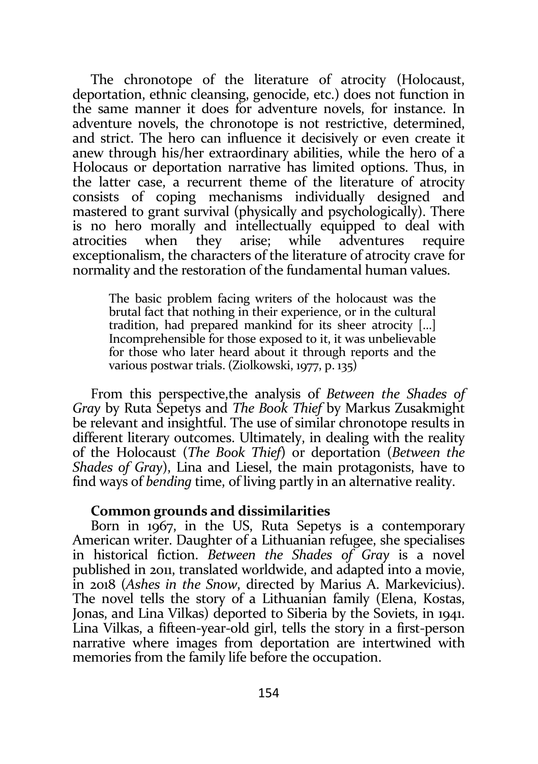The chronotope of the literature of atrocity (Holocaust, deportation, ethnic cleansing, genocide, etc.) does not function in the same manner it does for adventure novels, for instance. In adventure novels, the chronotope is not restrictive, determined, and strict. The hero can influence it decisively or even create it anew through his/her extraordinary abilities, while the hero of a Holocaus or deportation narrative has limited options. Thus, in the latter case, a recurrent theme of the literature of atrocity consists of coping mechanisms individually designed and mastered to grant survival (physically and psychologically). There is no hero morally and intellectually equipped to deal with atrocities when they arise; while adventures require exceptionalism, the characters of the literature of atrocity crave for normality and the restoration of the fundamental human values.

> The basic problem facing writers of the holocaust was the brutal fact that nothing in their experience, or in the cultural tradition, had prepared mankind for its sheer atrocity [...] Incomprehensible for those exposed to it, it was unbelievable for those who later heard about it through reports and the various postwar trials. (Ziolkowski, 1977, p. 135)

From this perspective,the analysis of *Between the Shades of Gray* by Ruta Šepetys and *The Book Thief* by Markus Zusakmight be relevant and insightful. The use of similar chronotope results in different literary outcomes. Ultimately, in dealing with the reality of the Holocaust (*The Book Thief*) or deportation (*Between the Shades of Gray*), Lina and Liesel, the main protagonists, have to find ways of *bending* time, of living partly in an alternative reality.

**Common grounds and dissimilarities**

Born in 1967, in the US, Ruta Sepetys is a contemporary American writer. Daughter of a Lithuanian refugee, she specialises in historical fiction. *Between the Shades of Gray* is a novel published in 2011, translated worldwide, and adapted into a movie, in 2018 (*Ashes in the Snow*, directed by Marius A. Markevicius). The novel tells the story of a Lithuanian family (Elena, Kostas, Jonas, and Lina Vilkas) deported to Siberia by the Soviets, in 1941. Lina Vilkas, a fifteen-year-old girl, tells the story in a first-person narrative where images from deportation are intertwined with memories from the family life before the occupation.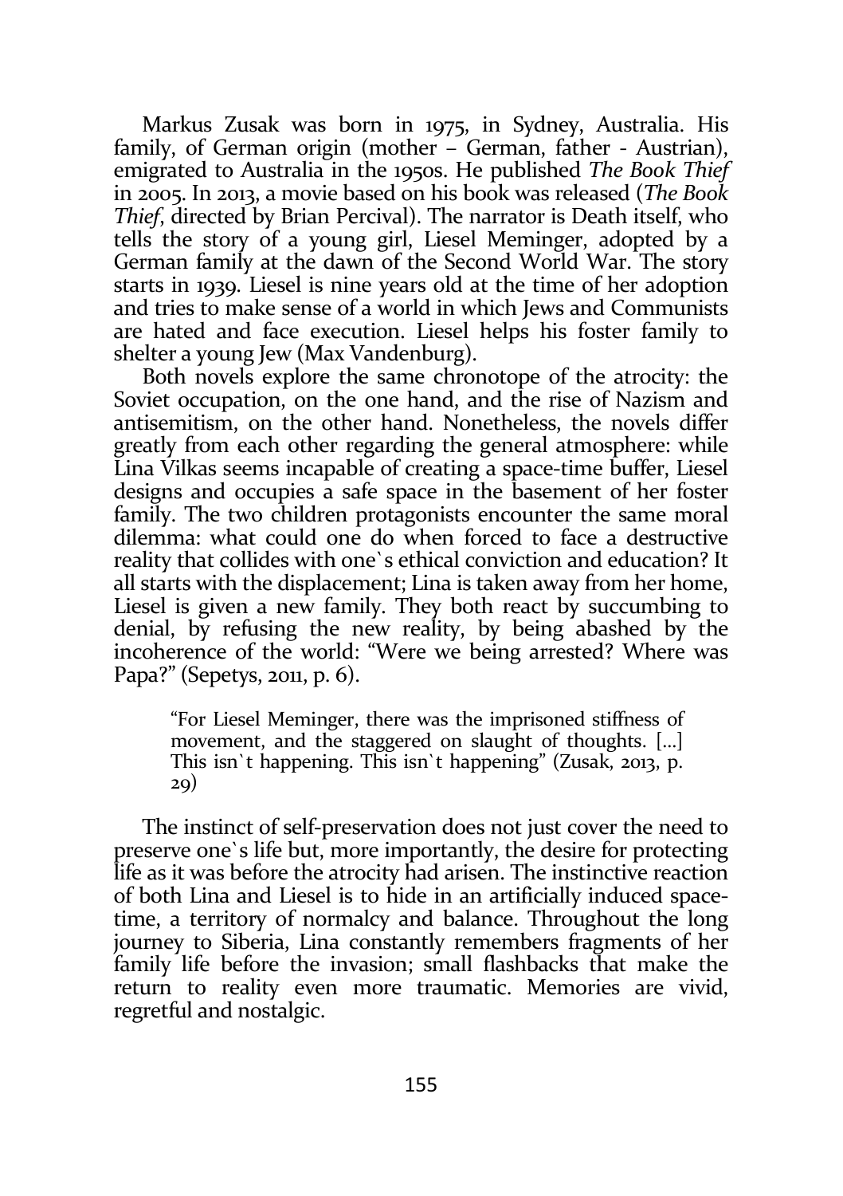Markus Zusak was born in 1975, in Sydney, Australia. His family, of German origin (mother – German, father - Austrian), emigrated to Australia in the 1950s. He published *The Book Thief* in 2005. In 2013, a movie based on his book was released (*The Book Thief*, directed by Brian Percival). The narrator is Death itself, who tells the story of a young girl, Liesel Meminger, adopted by a German family at the dawn of the Second World War. The story starts in 1939. Liesel is nine years old at the time of her adoption and tries to make sense of a world in which Jews and Communists are hated and face execution. Liesel helps his foster family to shelter a young Jew (Max Vandenburg).

Both novels explore the same chronotope of the atrocity: the Soviet occupation, on the one hand, and the rise of Nazism and antisemitism, on the other hand. Nonetheless, the novels differ greatly from each other regarding the general atmosphere: while Lina Vilkas seems incapable of creating a space-time buffer, Liesel designs and occupies a safe space in the basement of her foster family. The two children protagonists encounter the same moral dilemma: what could one do when forced to face a destructive reality that collides with one`s ethical conviction and education? It all starts with the displacement; Lina is taken away from her home, Liesel is given a new family. They both react by succumbing to denial, by refusing the new reality, by being abashed by the incoherence of the world: "Were we being arrested? Where was Papa?" (Sepetys, 2011, p. 6).

> "For Liesel Meminger, there was the imprisoned stiffness of movement, and the staggered on slaught of thoughts. [...] This isn`t happening. This isn`t happening" (Zusak, 2013, p. 29)

The instinct of self-preservation does not just cover the need to preserve one`s life but, more importantly, the desire for protecting life as it was before the atrocity had arisen. The instinctive reaction of both Lina and Liesel is to hide in an artificially induced space-time, a territory of normalcy and balance. Throughout the long journey to Siberia, Lina constantly remembers fragments of her family life before the invasion; small flashbacks that make the return to reality even more traumatic. Memories are vivid, regretful and nostalgic.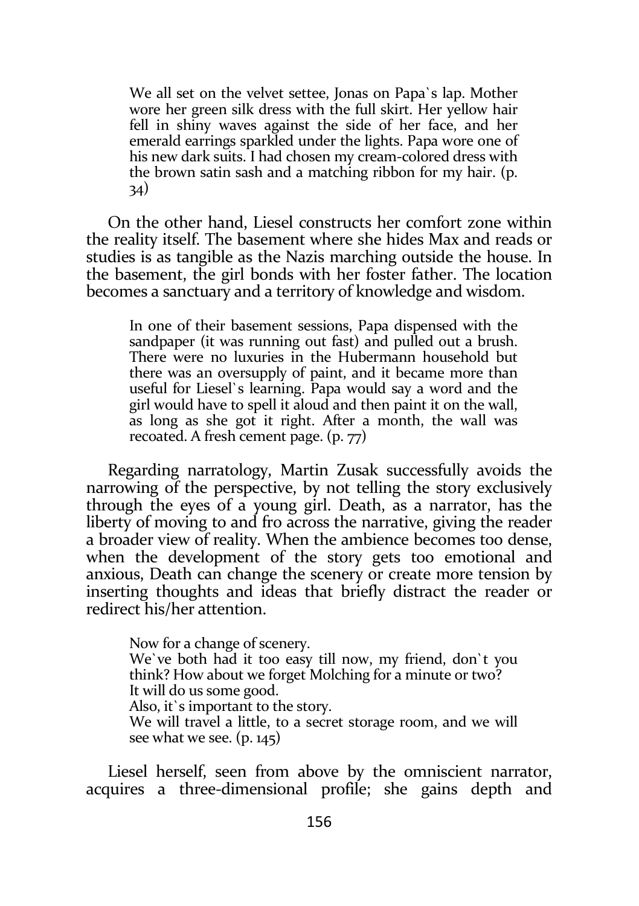> We all set on the velvet settee, Jonas on Papa`s lap. Mother wore her green silk dress with the full skirt. Her yellow hair fell in shiny waves against the side of her face, and her emerald earrings sparkled under the lights. Papa wore one of his new dark suits. I had chosen my cream-colored dress with the brown satin sash and a matching ribbon for my hair. (p. 34)

On the other hand, Liesel constructs her comfort zone within the reality itself. The basement where she hides Max and reads or studies is as tangible as the Nazis marching outside the house. In the basement, the girl bonds with her foster father. The location becomes a sanctuary and a territory of knowledge and wisdom.

> In one of their basement sessions, Papa dispensed with the sandpaper (it was running out fast) and pulled out a brush. There were no luxuries in the Hubermann household but there was an oversupply of paint, and it became more than useful for Liesel`s learning. Papa would say a word and the girl would have to spell it aloud and then paint it on the wall, as long as she got it right. After a month, the wall was recoated. A fresh cement page. (p. 77)

Regarding narratology, Martin Zusak successfully avoids the narrowing of the perspective, by not telling the story exclusively through the eyes of a young girl. Death, as a narrator, has the liberty of moving to and fro across the narrative, giving the reader a broader view of reality. When the ambience becomes too dense, when the development of the story gets too emotional and anxious, Death can change the scenery or create more tension by inserting thoughts and ideas that briefly distract the reader or redirect his/her attention.

> Now for a change of scenery.
> We`ve both had it too easy till now, my friend, don`t you think? How about we forget Molching for a minute or two?
> It will do us some good.
> Also, it`s important to the story.
> We will travel a little, to a secret storage room, and we will see what we see. (p. 145)

Liesel herself, seen from above by the omniscient narrator, acquires a three-dimensional profile; she gains depth and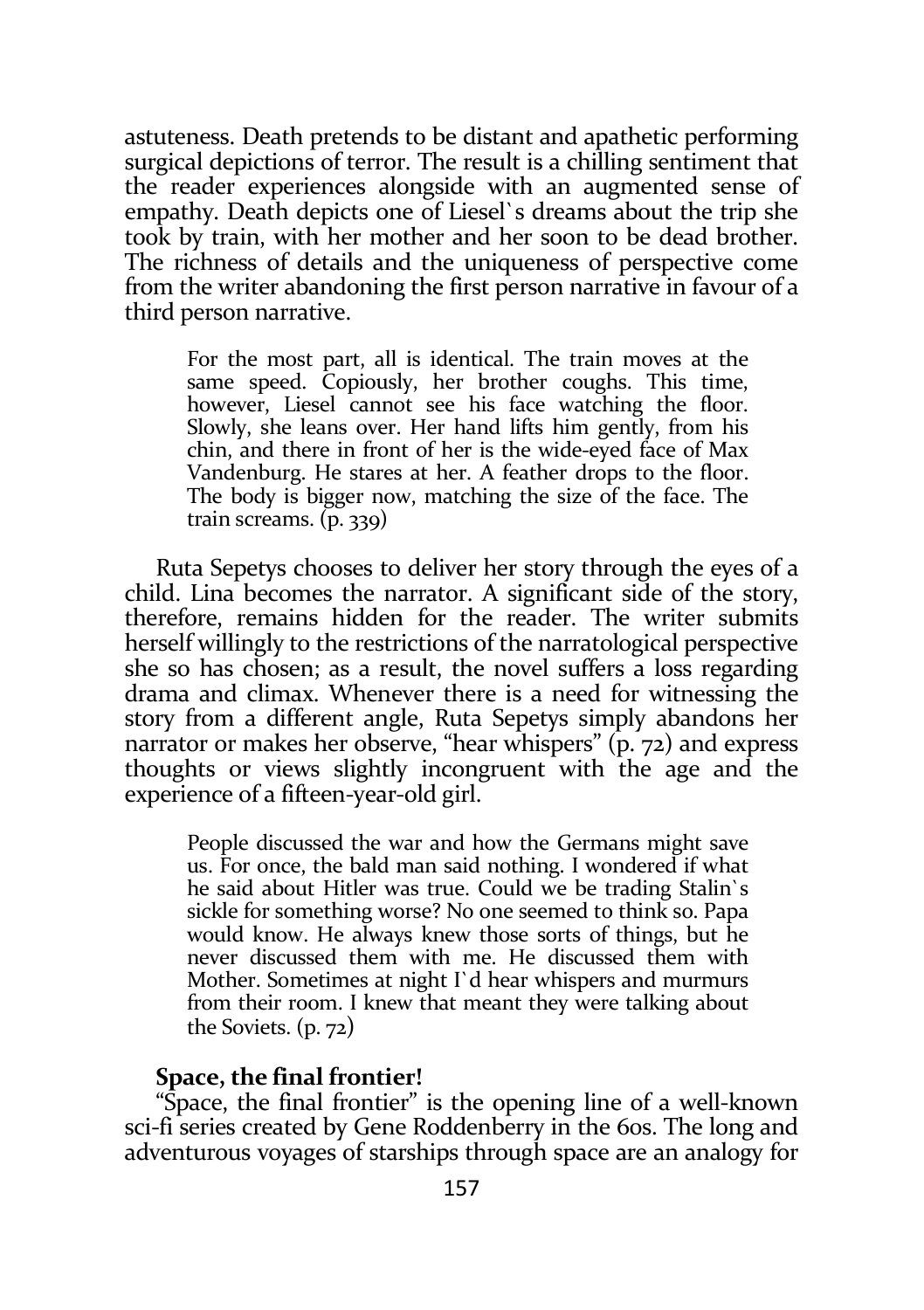astuteness. Death pretends to be distant and apathetic performing surgical depictions of terror. The result is a chilling sentiment that the reader experiences alongside with an augmented sense of empathy. Death depicts one of Liesel`s dreams about the trip she took by train, with her mother and her soon to be dead brother. The richness of details and the uniqueness of perspective come from the writer abandoning the first person narrative in favour of a third person narrative.

> For the most part, all is identical. The train moves at the same speed. Copiously, her brother coughs. This time, however, Liesel cannot see his face watching the floor. Slowly, she leans over. Her hand lifts him gently, from his chin, and there in front of her is the wide-eyed face of Max Vandenburg. He stares at her. A feather drops to the floor. The body is bigger now, matching the size of the face. The train screams. (p. 339)

Ruta Sepetys chooses to deliver her story through the eyes of a child. Lina becomes the narrator. A significant side of the story, therefore, remains hidden for the reader. The writer submits herself willingly to the restrictions of the narratological perspective she so has chosen; as a result, the novel suffers a loss regarding drama and climax. Whenever there is a need for witnessing the story from a different angle, Ruta Sepetys simply abandons her narrator or makes her observe, "hear whispers" (p. 72) and express thoughts or views slightly incongruent with the age and the experience of a fifteen-year-old girl.

> People discussed the war and how the Germans might save us. For once, the bald man said nothing. I wondered if what he said about Hitler was true. Could we be trading Stalin`s sickle for something worse? No one seemed to think so. Papa would know. He always knew those sorts of things, but he never discussed them with me. He discussed them with Mother. Sometimes at night I`d hear whispers and murmurs from their room. I knew that meant they were talking about the Soviets. (p. 72)

**Space, the final frontier!**

"Space, the final frontier" is the opening line of a well-known sci-fi series created by Gene Roddenberry in the 60s. The long and adventurous voyages of starships through space are an analogy for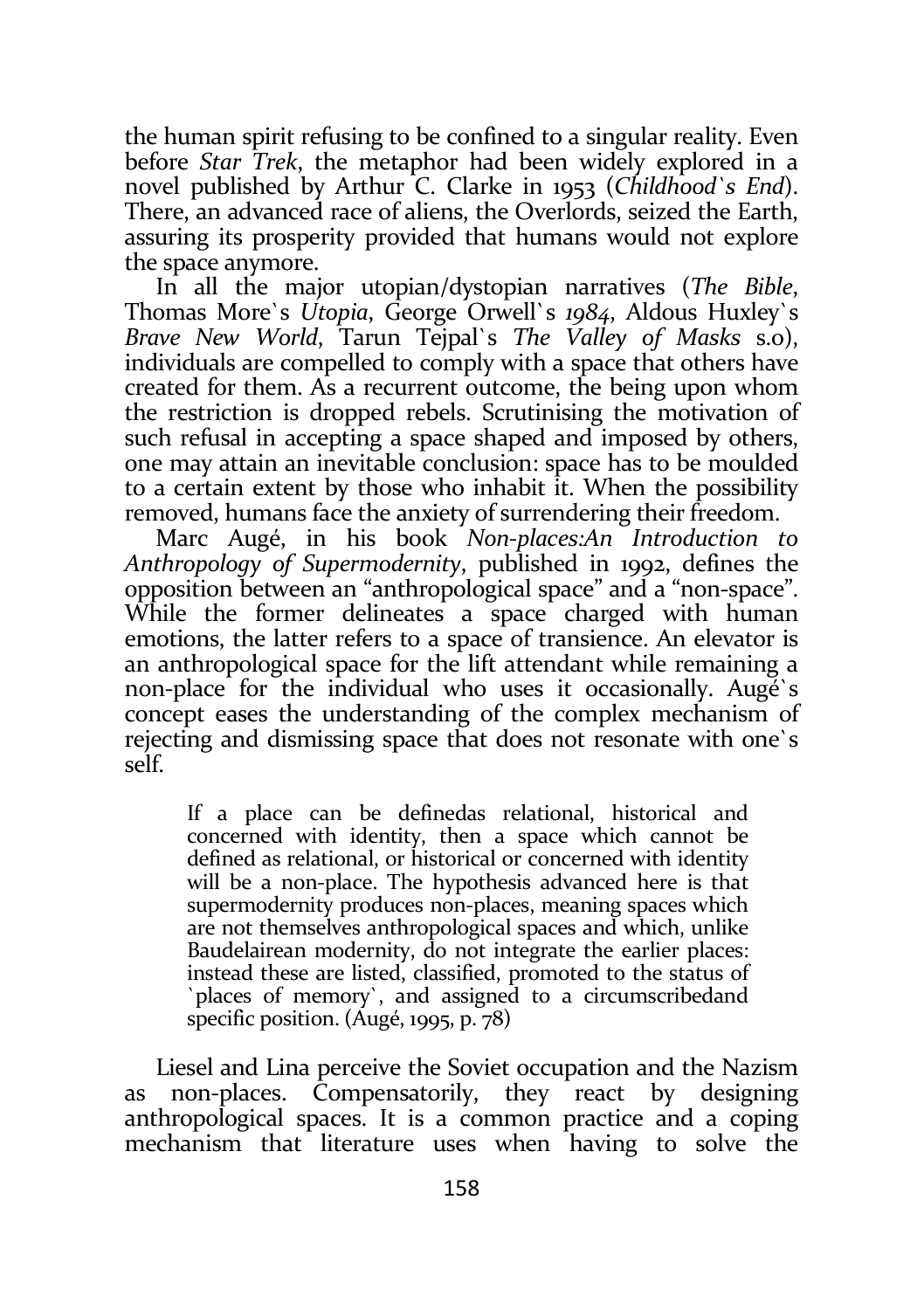the human spirit refusing to be confined to a singular reality. Even before *Star Trek*, the metaphor had been widely explored in a novel published by Arthur C. Clarke in 1953 (*Childhood`s End*). There, an advanced race of aliens, the Overlords, seized the Earth, assuring its prosperity provided that humans would not explore the space anymore.

In all the major utopian/dystopian narratives (*The Bible*, Thomas More`s *Utopia*, George Orwell`s *1984*, Aldous Huxley`s *Brave New World*, Tarun Tejpal`s *The Valley of Masks* s.o), individuals are compelled to comply with a space that others have created for them. As a recurrent outcome, the being upon whom the restriction is dropped rebels. Scrutinising the motivation of such refusal in accepting a space shaped and imposed by others, one may attain an inevitable conclusion: space has to be moulded to a certain extent by those who inhabit it. When the possibility removed, humans face the anxiety of surrendering their freedom.

Marc Augé, in his book *Non-places:An Introduction to Anthropology of Supermodernity*, published in 1992, defines the opposition between an "anthropological space" and a "non-space". While the former delineates a space charged with human emotions, the latter refers to a space of transience. An elevator is an anthropological space for the lift attendant while remaining a non-place for the individual who uses it occasionally. Augé`s concept eases the understanding of the complex mechanism of rejecting and dismissing space that does not resonate with one`s self.

> If a place can be definedas relational, historical and concerned with identity, then a space which cannot be defined as relational, or historical or concerned with identity will be a non-place. The hypothesis advanced here is that supermodernity produces non-places, meaning spaces which are not themselves anthropological spaces and which, unlike Baudelairean modernity, do not integrate the earlier places: instead these are listed, classified, promoted to the status of `places of memory`, and assigned to a circumscribedand specific position. (Augé, 1995, p. 78)

Liesel and Lina perceive the Soviet occupation and the Nazism as non-places. Compensatorily, they react by designing anthropological spaces. It is a common practice and a coping mechanism that literature uses when having to solve the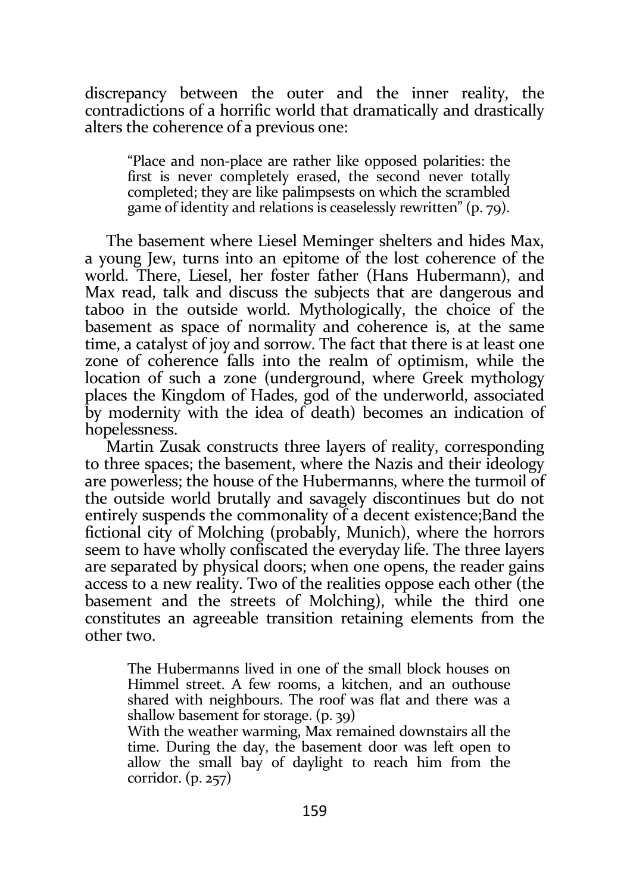discrepancy between the outer and the inner reality, the contradictions of a horrific world that dramatically and drastically alters the coherence of a previous one:

> "Place and non-place are rather like opposed polarities: the first is never completely erased, the second never totally completed; they are like palimpsests on which the scrambled game of identity and relations is ceaselessly rewritten" (p. 79).

The basement where Liesel Meminger shelters and hides Max, a young Jew, turns into an epitome of the lost coherence of the world. There, Liesel, her foster father (Hans Hubermann), and Max read, talk and discuss the subjects that are dangerous and taboo in the outside world. Mythologically, the choice of the basement as space of normality and coherence is, at the same time, a catalyst of joy and sorrow. The fact that there is at least one zone of coherence falls into the realm of optimism, while the location of such a zone (underground, where Greek mythology places the Kingdom of Hades, god of the underworld, associated by modernity with the idea of death) becomes an indication of hopelessness.

Martin Zusak constructs three layers of reality, corresponding to three spaces; the basement, where the Nazis and their ideology are powerless; the house of the Hubermanns, where the turmoil of the outside world brutally and savagely discontinues but do not entirely suspends the commonality of a decent existence;Band the fictional city of Molching (probably, Munich), where the horrors seem to have wholly confiscated the everyday life. The three layers are separated by physical doors; when one opens, the reader gains access to a new reality. Two of the realities oppose each other (the basement and the streets of Molching), while the third one constitutes an agreeable transition retaining elements from the other two.

> The Hubermanns lived in one of the small block houses on Himmel street. A few rooms, a kitchen, and an outhouse shared with neighbours. The roof was flat and there was a shallow basement for storage. (p. 39)
>
> With the weather warming, Max remained downstairs all the time. During the day, the basement door was left open to allow the small bay of daylight to reach him from the corridor. (p. 257)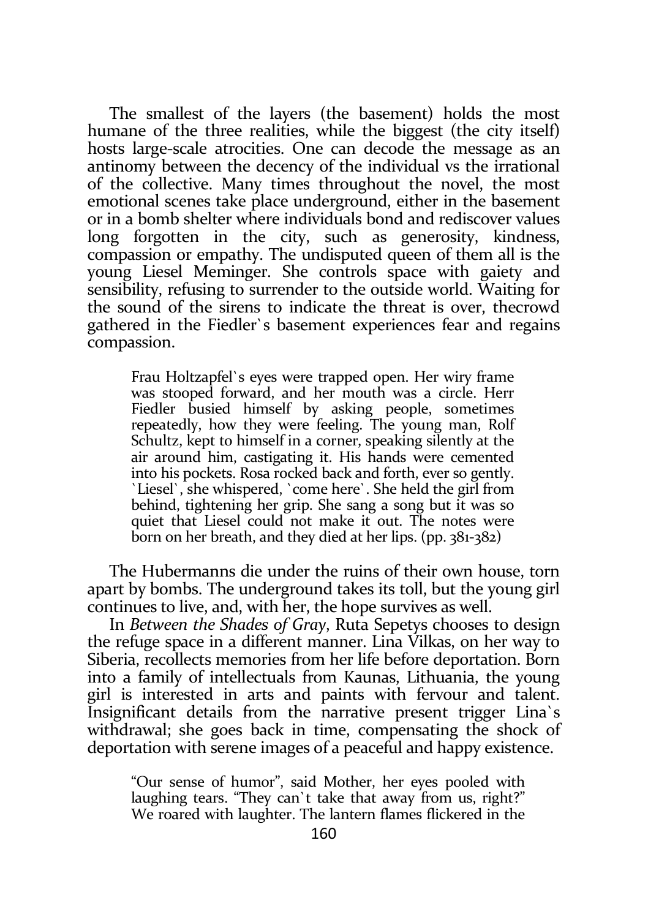The smallest of the layers (the basement) holds the most humane of the three realities, while the biggest (the city itself) hosts large-scale atrocities. One can decode the message as an antinomy between the decency of the individual vs the irrational of the collective. Many times throughout the novel, the most emotional scenes take place underground, either in the basement or in a bomb shelter where individuals bond and rediscover values long forgotten in the city, such as generosity, kindness, compassion or empathy. The undisputed queen of them all is the young Liesel Meminger. She controls space with gaiety and sensibility, refusing to surrender to the outside world. Waiting for the sound of the sirens to indicate the threat is over, thecrowd gathered in the Fiedler`s basement experiences fear and regains compassion.

> Frau Holtzapfel`s eyes were trapped open. Her wiry frame was stooped forward, and her mouth was a circle. Herr Fiedler busied himself by asking people, sometimes repeatedly, how they were feeling. The young man, Rolf Schultz, kept to himself in a corner, speaking silently at the air around him, castigating it. His hands were cemented into his pockets. Rosa rocked back and forth, ever so gently. `Liesel`, she whispered, `come here`. She held the girl from behind, tightening her grip. She sang a song but it was so quiet that Liesel could not make it out. The notes were born on her breath, and they died at her lips. (pp. 381-382)

The Hubermanns die under the ruins of their own house, torn apart by bombs. The underground takes its toll, but the young girl continues to live, and, with her, the hope survives as well.

In *Between the Shades of Gray*, Ruta Sepetys chooses to design the refuge space in a different manner. Lina Vilkas, on her way to Siberia, recollects memories from her life before deportation. Born into a family of intellectuals from Kaunas, Lithuania, the young girl is interested in arts and paints with fervour and talent. Insignificant details from the narrative present trigger Lina`s withdrawal; she goes back in time, compensating the shock of deportation with serene images of a peaceful and happy existence.

> "Our sense of humor", said Mother, her eyes pooled with laughing tears. "They can`t take that away from us, right?" We roared with laughter. The lantern flames flickered in the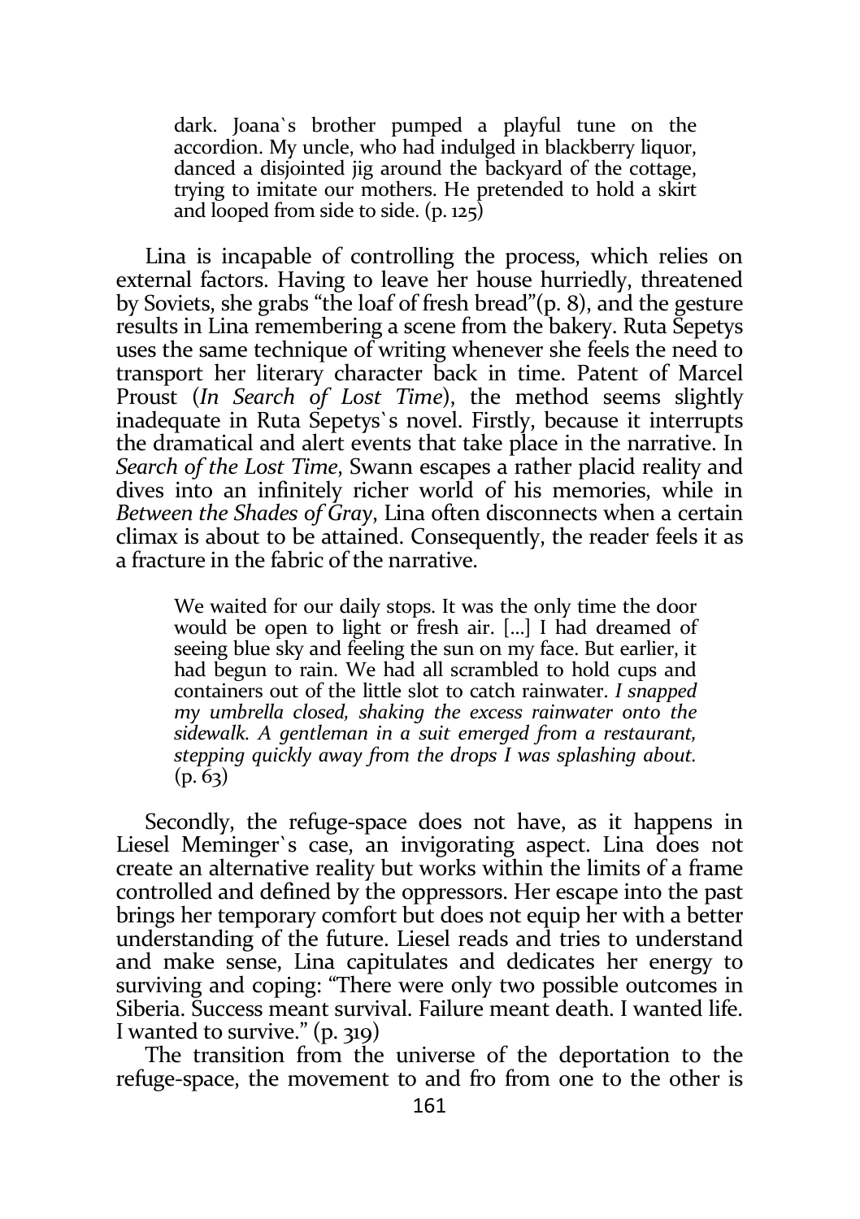dark. Joana`s brother pumped a playful tune on the accordion. My uncle, who had indulged in blackberry liquor, danced a disjointed jig around the backyard of the cottage, trying to imitate our mothers. He pretended to hold a skirt and looped from side to side. (p. 125)

Lina is incapable of controlling the process, which relies on external factors. Having to leave her house hurriedly, threatened by Soviets, she grabs "the loaf of fresh bread"(p. 8), and the gesture results in Lina remembering a scene from the bakery. Ruta Sepetys uses the same technique of writing whenever she feels the need to transport her literary character back in time. Patent of Marcel Proust (*In Search of Lost Time*), the method seems slightly inadequate in Ruta Sepetys`s novel. Firstly, because it interrupts the dramatical and alert events that take place in the narrative. In *Search of the Lost Time*, Swann escapes a rather placid reality and dives into an infinitely richer world of his memories, while in *Between the Shades of Gray*, Lina often disconnects when a certain climax is about to be attained. Consequently, the reader feels it as a fracture in the fabric of the narrative.

> We waited for our daily stops. It was the only time the door would be open to light or fresh air. [...] I had dreamed of seeing blue sky and feeling the sun on my face. But earlier, it had begun to rain. We had all scrambled to hold cups and containers out of the little slot to catch rainwater. *I snapped my umbrella closed, shaking the excess rainwater onto the sidewalk. A gentleman in a suit emerged from a restaurant, stepping quickly away from the drops I was splashing about.* (p. 63)

Secondly, the refuge-space does not have, as it happens in Liesel Meminger`s case, an invigorating aspect. Lina does not create an alternative reality but works within the limits of a frame controlled and defined by the oppressors. Her escape into the past brings her temporary comfort but does not equip her with a better understanding of the future. Liesel reads and tries to understand and make sense, Lina capitulates and dedicates her energy to surviving and coping: "There were only two possible outcomes in Siberia. Success meant survival. Failure meant death. I wanted life. I wanted to survive." (p. 319)

The transition from the universe of the deportation to the refuge-space, the movement to and fro from one to the other is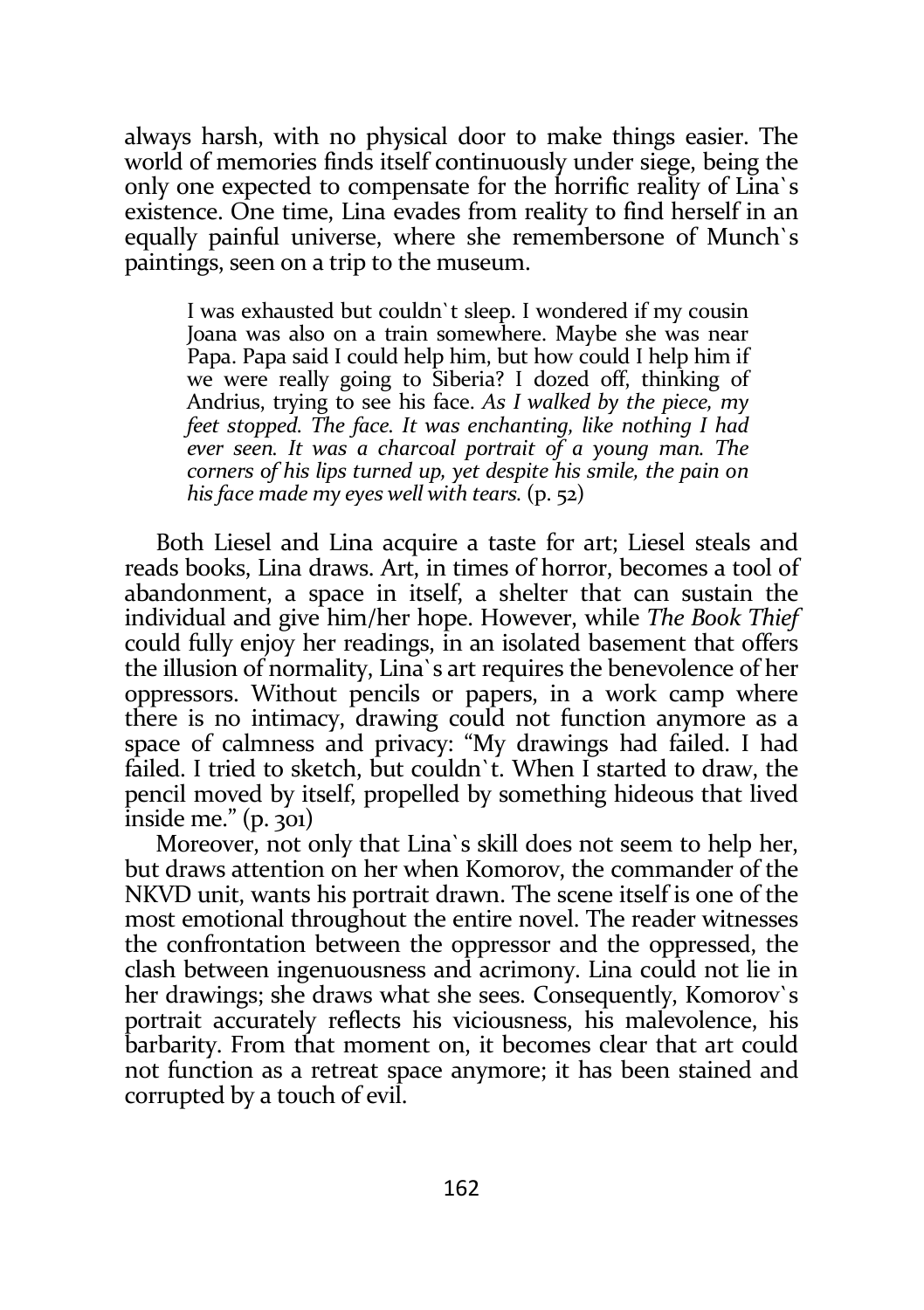always harsh, with no physical door to make things easier. The world of memories finds itself continuously under siege, being the only one expected to compensate for the horrific reality of Lina`s existence. One time, Lina evades from reality to find herself in an equally painful universe, where she remembersone of Munch`s paintings, seen on a trip to the museum.

> I was exhausted but couldn`t sleep. I wondered if my cousin Joana was also on a train somewhere. Maybe she was near Papa. Papa said I could help him, but how could I help him if we were really going to Siberia? I dozed off, thinking of Andrius, trying to see his face. *As I walked by the piece, my feet stopped. The face. It was enchanting, like nothing I had ever seen. It was a charcoal portrait of a young man. The corners of his lips turned up, yet despite his smile, the pain on his face made my eyes well with tears.* (p. 52)

Both Liesel and Lina acquire a taste for art; Liesel steals and reads books, Lina draws. Art, in times of horror, becomes a tool of abandonment, a space in itself, a shelter that can sustain the individual and give him/her hope. However, while *The Book Thief* could fully enjoy her readings, in an isolated basement that offers the illusion of normality, Lina`s art requires the benevolence of her oppressors. Without pencils or papers, in a work camp where there is no intimacy, drawing could not function anymore as a space of calmness and privacy: "My drawings had failed. I had failed. I tried to sketch, but couldn`t. When I started to draw, the pencil moved by itself, propelled by something hideous that lived inside me." (p. 301)

Moreover, not only that Lina`s skill does not seem to help her, but draws attention on her when Komorov, the commander of the NKVD unit, wants his portrait drawn. The scene itself is one of the most emotional throughout the entire novel. The reader witnesses the confrontation between the oppressor and the oppressed, the clash between ingenuousness and acrimony. Lina could not lie in her drawings; she draws what she sees. Consequently, Komorov`s portrait accurately reflects his viciousness, his malevolence, his barbarity. From that moment on, it becomes clear that art could not function as a retreat space anymore; it has been stained and corrupted by a touch of evil.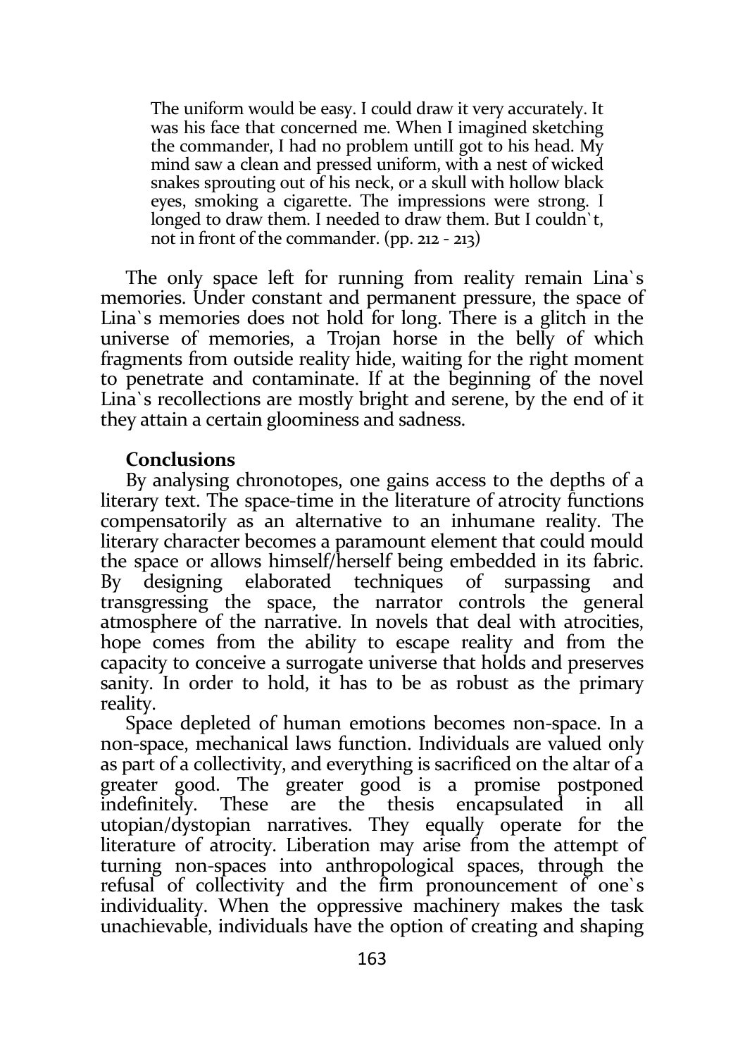> The uniform would be easy. I could draw it very accurately. It was his face that concerned me. When I imagined sketching the commander, I had no problem untilI got to his head. My mind saw a clean and pressed uniform, with a nest of wicked snakes sprouting out of his neck, or a skull with hollow black eyes, smoking a cigarette. The impressions were strong. I longed to draw them. I needed to draw them. But I couldn`t, not in front of the commander. (pp. 212 - 213)

The only space left for running from reality remain Lina`s memories. Under constant and permanent pressure, the space of Lina`s memories does not hold for long. There is a glitch in the universe of memories, a Trojan horse in the belly of which fragments from outside reality hide, waiting for the right moment to penetrate and contaminate. If at the beginning of the novel Lina`s recollections are mostly bright and serene, by the end of it they attain a certain gloominess and sadness.

**Conclusions**

By analysing chronotopes, one gains access to the depths of a literary text. The space-time in the literature of atrocity functions compensatorily as an alternative to an inhumane reality. The literary character becomes a paramount element that could mould the space or allows himself/herself being embedded in its fabric. By designing elaborated techniques of surpassing and transgressing the space, the narrator controls the general atmosphere of the narrative. In novels that deal with atrocities, hope comes from the ability to escape reality and from the capacity to conceive a surrogate universe that holds and preserves sanity. In order to hold, it has to be as robust as the primary reality.

Space depleted of human emotions becomes non-space. In a non-space, mechanical laws function. Individuals are valued only as part of a collectivity, and everything is sacrificed on the altar of a greater good. The greater good is a promise postponed indefinitely. These are the thesis encapsulated in all utopian/dystopian narratives. They equally operate for the literature of atrocity. Liberation may arise from the attempt of turning non-spaces into anthropological spaces, through the refusal of collectivity and the firm pronouncement of one`s individuality. When the oppressive machinery makes the task unachievable, individuals have the option of creating and shaping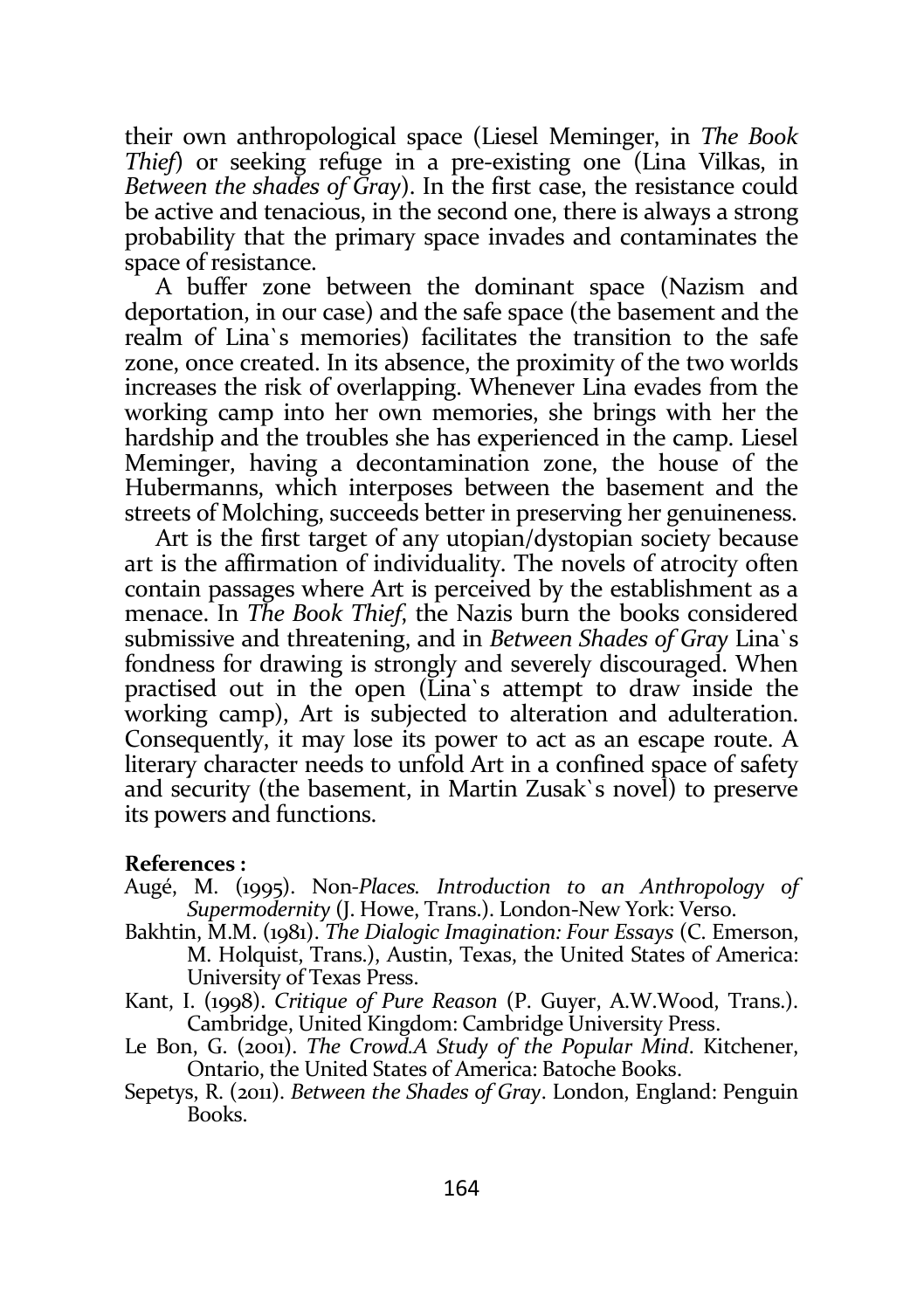their own anthropological space (Liesel Meminger, in *The Book Thief*) or seeking refuge in a pre-existing one (Lina Vilkas, in *Between the shades of Gray*). In the first case, the resistance could be active and tenacious, in the second one, there is always a strong probability that the primary space invades and contaminates the space of resistance.

A buffer zone between the dominant space (Nazism and deportation, in our case) and the safe space (the basement and the realm of Lina`s memories) facilitates the transition to the safe zone, once created. In its absence, the proximity of the two worlds increases the risk of overlapping. Whenever Lina evades from the working camp into her own memories, she brings with her the hardship and the troubles she has experienced in the camp. Liesel Meminger, having a decontamination zone, the house of the Hubermanns, which interposes between the basement and the streets of Molching, succeeds better in preserving her genuineness.

Art is the first target of any utopian/dystopian society because art is the affirmation of individuality. The novels of atrocity often contain passages where Art is perceived by the establishment as a menace. In *The Book Thief*, the Nazis burn the books considered submissive and threatening, and in *Between Shades of Gray* Lina`s fondness for drawing is strongly and severely discouraged. When practised out in the open (Lina`s attempt to draw inside the working camp), Art is subjected to alteration and adulteration. Consequently, it may lose its power to act as an escape route. A literary character needs to unfold Art in a confined space of safety and security (the basement, in Martin Zusak`s novel) to preserve its powers and functions.

**References :**

Augé, M. (1995). Non-*Places. Introduction to an Anthropology of Supermodernity* (J. Howe, Trans.). London-New York: Verso.

Bakhtin, M.M. (1981). *The Dialogic Imagination: Four Essays* (C. Emerson, M. Holquist, Trans.), Austin, Texas, the United States of America: University of Texas Press.

Kant, I. (1998). *Critique of Pure Reason* (P. Guyer, A.W.Wood, Trans.). Cambridge, United Kingdom: Cambridge University Press.

Le Bon, G. (2001). *The Crowd.A Study of the Popular Mind*. Kitchener, Ontario, the United States of America: Batoche Books.

Sepetys, R. (2011). *Between the Shades of Gray*. London, England: Penguin Books.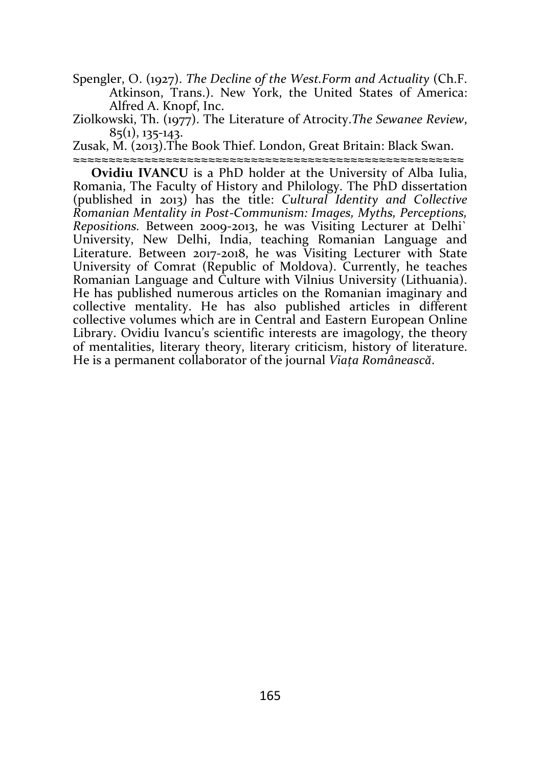Spengler, O. (1927). *The Decline of the West.Form and Actuality* (Ch.F. Atkinson, Trans.). New York, the United States of America: Alfred A. Knopf, Inc.

Ziolkowski, Th. (1977). The Literature of Atrocity.*The Sewanee Review*, 85(1), 135-143.

Zusak, M. (2013).The Book Thief. London, Great Britain: Black Swan.

≈≈≈≈≈≈≈≈≈≈≈≈≈≈≈≈≈≈≈≈≈≈≈≈≈≈≈≈≈≈≈≈≈≈≈≈≈≈≈≈≈≈≈≈≈≈≈≈≈≈≈≈≈≈

**Ovidiu IVANCU** is a PhD holder at the University of Alba Iulia, Romania, The Faculty of History and Philology. The PhD dissertation (published in 2013) has the title: *Cultural Identity and Collective Romanian Mentality in Post-Communism: Images, Myths, Perceptions, Repositions.* Between 2009-2013, he was Visiting Lecturer at Delhi` University, New Delhi, India, teaching Romanian Language and Literature. Between 2017-2018, he was Visiting Lecturer with State University of Comrat (Republic of Moldova). Currently, he teaches Romanian Language and Culture with Vilnius University (Lithuania). He has published numerous articles on the Romanian imaginary and collective mentality. He has also published articles in different collective volumes which are in Central and Eastern European Online Library. Ovidiu Ivancu's scientific interests are imagology, the theory of mentalities, literary theory, literary criticism, history of literature. He is a permanent collaborator of the journal *Viața Românească*.